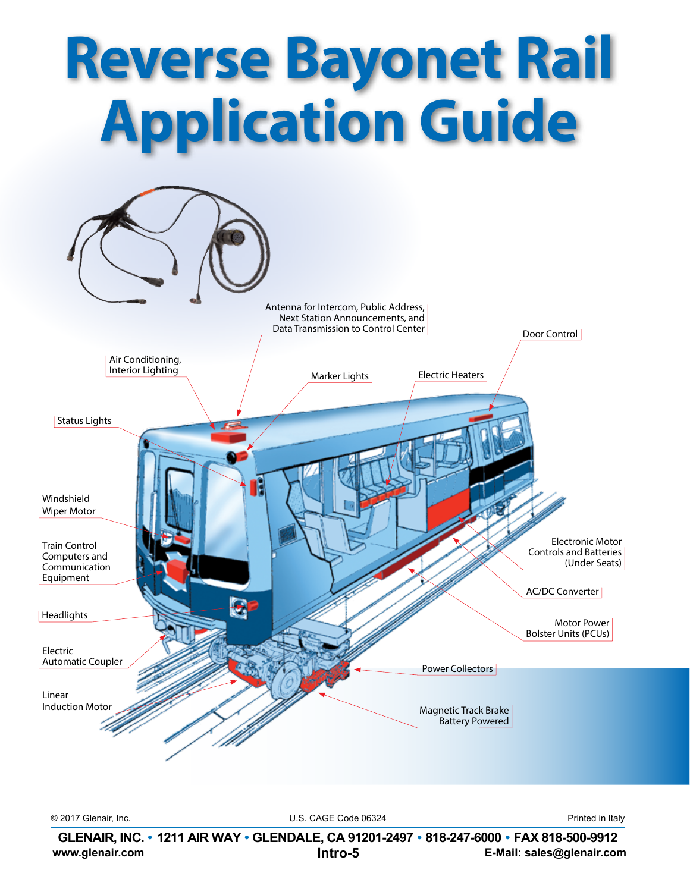# Reverse Bayonet Rail Application Guide

Antenna for Intercom, Public Address, Next Station Announcements, and Data Transmission to Control Center

Door Control

Air Conditioning, Interior Lighting

Marker Lights

Electric Heaters

Status Lights

Windshield Wiper Motor

Train Control Computers and Communication Equipment

Electronic Motor Controls and Batteries (Under Seats)

AC/DC Converter

Headlights

Motor Power Bolster Units (PCUs)

Electric Automatic Coupler

Power Collectors

Linear Induction Motor

Magnetic Track Brake Battery Powered

© 2017 Glenair, Inc. U.S. CAGE Code 06324 Printed in Italy

**GLENAIR, INC. • 1211 AIR WAY • GLENDALE, CA 91201-2497 • 818-247-6000 • FAX 818-500-9912**

**www.glenair.com** **E-Mail: sales@glenair.com**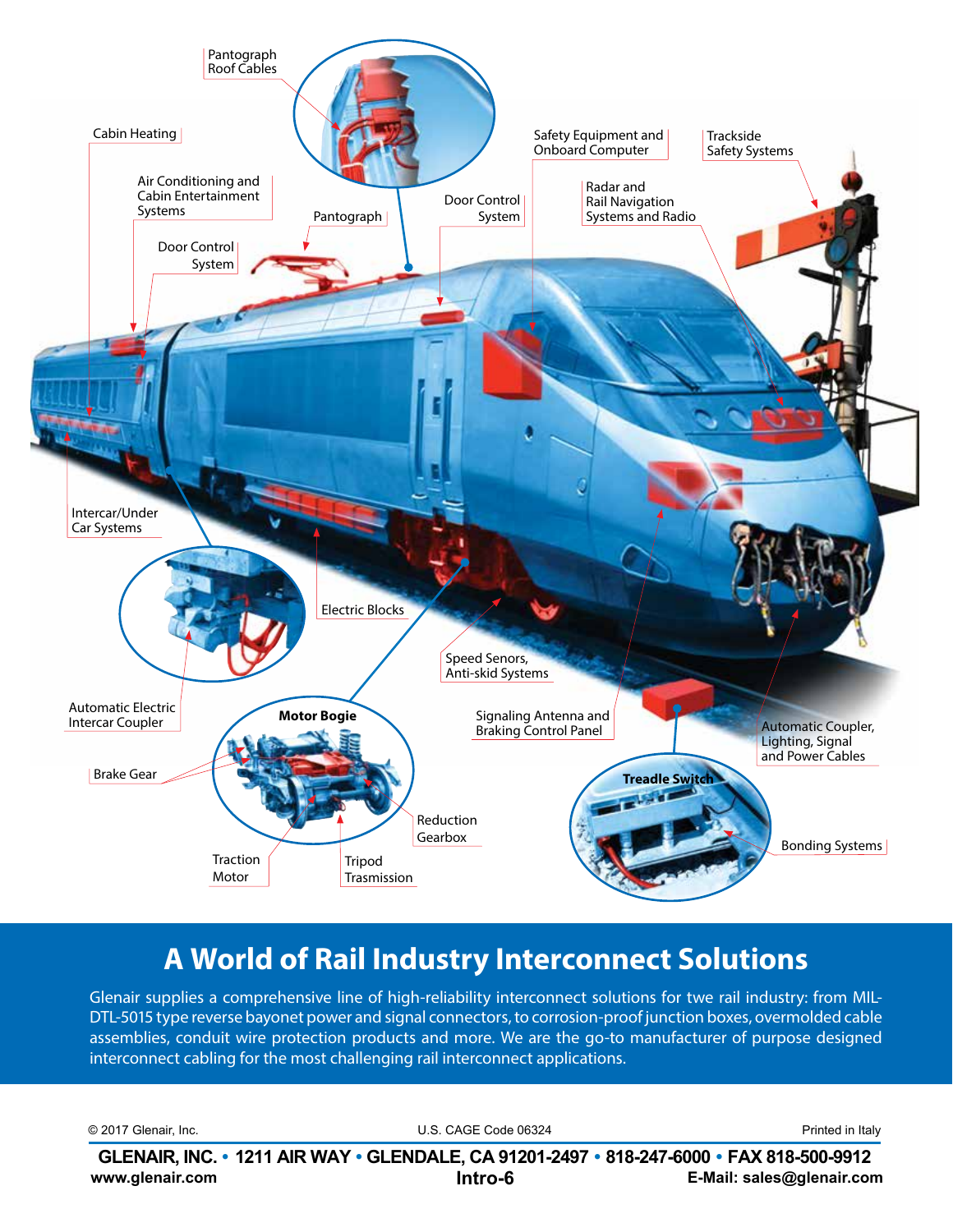Pantograph Roof Cables

Cabin Heating

Air Conditioning and Cabin Entertainment Systems

Pantograph

Door Control System

Door Control System

Safety Equipment and Onboard Computer

Radar and Rail Navigation Systems and Radio

Trackside Safety Systems

Intercar/Under Car Systems

Electric Blocks

Speed Senors, Anti-skid Systems

Automatic Electric Intercar Coupler

Motor Bogie

Signaling Antenna and Braking Control Panel

Automatic Coupler, Lighting, Signal and Power Cables

Brake Gear

Treadle Switch

Reduction Gearbox

Bonding Systems

Traction Motor

Tripod Trasmission

# A World of Rail Industry Interconnect Solutions

Glenair supplies a comprehensive line of high-reliability interconnect solutions for twe rail industry: from MIL-DTL-5015 type reverse bayonet power and signal connectors, to corrosion-proof junction boxes, overmolded cable assemblies, conduit wire protection products and more. We are the go-to manufacturer of purpose designed interconnect cabling for the most challenging rail interconnect applications.

© 2017 Glenair, Inc. U.S. CAGE Code 06324 Printed in Italy

**GLENAIR, INC. • 1211 AIR WAY • GLENDALE, CA 91201-2497 • 818-247-6000 • FAX 818-500-9912**

**www.glenair.com** **E-Mail: sales@glenair.com**